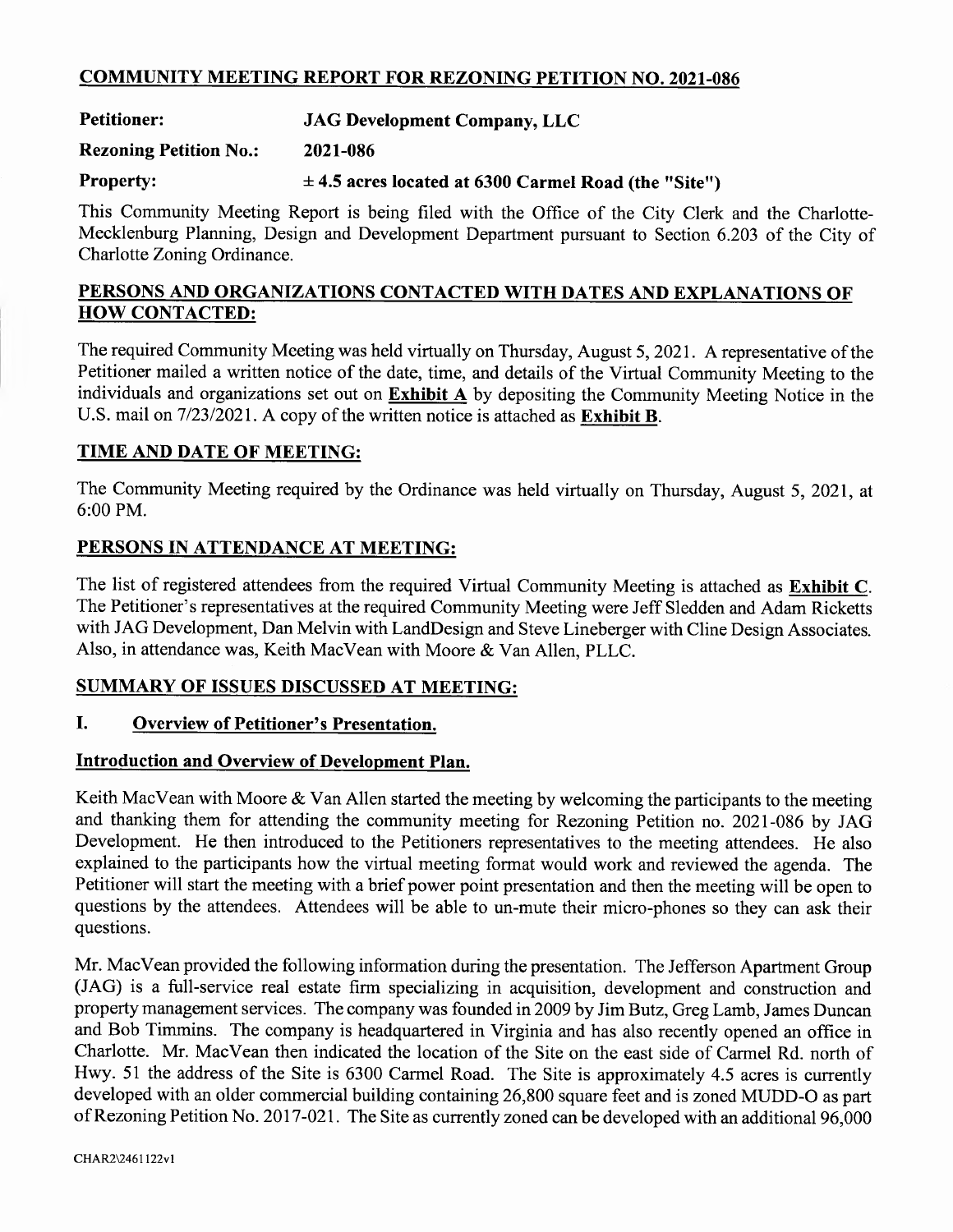## COMMUNITY MEETING REPORT FOR REZONING PETITION NO. 2021-086

**Petitioner:** **JAG Development Company, LLC**

**Rezoning Petition No.:** **2021-086**

**Property:** **± 4.5 acres located at 6300 Carmel Road (the "Site")**

This Community Meeting Report is being filed with the Office of the City Clerk and the Charlotte-Mecklenburg Planning, Design and Development Department pursuant to Section 6.203 of the City of Charlotte Zoning Ordinance.

## PERSONS AND ORGANIZATIONS CONTACTED WITH DATES AND EXPLANATIONS OF HOW CONTACTED:

The required Community Meeting was held virtually on Thursday, August 5, 2021. A representative of the Petitioner mailed a written notice of the date, time, and details of the Virtual Community Meeting to the individuals and organizations set out on **Exhibit A** by depositing the Community Meeting Notice in the U.S. mail on 7/23/2021. A copy of the written notice is attached as **Exhibit B**.

## TIME AND DATE OF MEETING:

The Community Meeting required by the Ordinance was held virtually on Thursday, August 5, 2021, at 6:00 PM.

## PERSONS IN ATTENDANCE AT MEETING:

The list of registered attendees from the required Virtual Community Meeting is attached as **Exhibit C**. The Petitioner's representatives at the required Community Meeting were Jeff Sledden and Adam Ricketts with JAG Development, Dan Melvin with LandDesign and Steve Lineberger with Cline Design Associates. Also, in attendance was, Keith MacVean with Moore & Van Allen, PLLC.

## SUMMARY OF ISSUES DISCUSSED AT MEETING:

### I. Overview of Petitioner's Presentation.

**Introduction and Overview of Development Plan.**

Keith MacVean with Moore & Van Allen started the meeting by welcoming the participants to the meeting and thanking them for attending the community meeting for Rezoning Petition no. 2021-086 by JAG Development. He then introduced to the Petitioners representatives to the meeting attendees. He also explained to the participants how the virtual meeting format would work and reviewed the agenda. The Petitioner will start the meeting with a brief power point presentation and then the meeting will be open to questions by the attendees. Attendees will be able to un-mute their micro-phones so they can ask their questions.

Mr. MacVean provided the following information during the presentation. The Jefferson Apartment Group (JAG) is a full-service real estate firm specializing in acquisition, development and construction and property management services. The company was founded in 2009 by Jim Butz, Greg Lamb, James Duncan and Bob Timmins. The company is headquartered in Virginia and has also recently opened an office in Charlotte. Mr. MacVean then indicated the location of the Site on the east side of Carmel Rd. north of Hwy. 51 the address of the Site is 6300 Carmel Road. The Site is approximately 4.5 acres is currently developed with an older commercial building containing 26,800 square feet and is zoned MUDD-O as part of Rezoning Petition No. 2017-021. The Site as currently zoned can be developed with an additional 96,000

CHAR2\2461122v1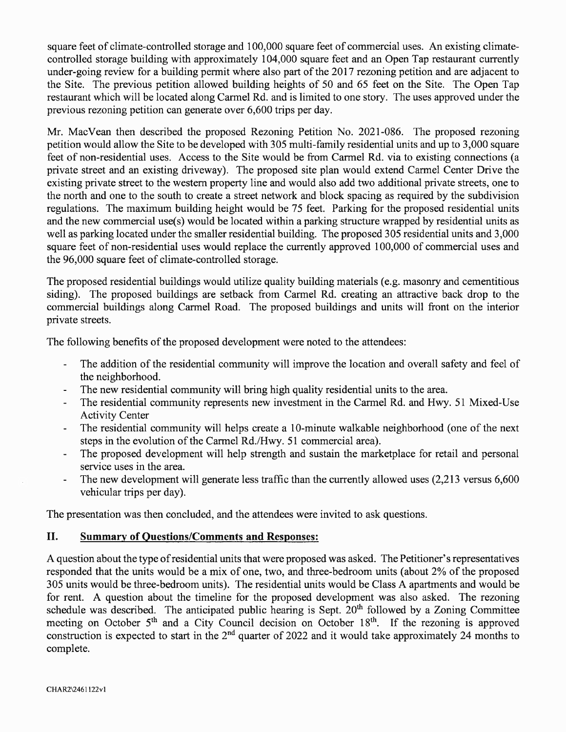square feet of climate-controlled storage and 100,000 square feet of commercial uses. An existing climate-controlled storage building with approximately 104,000 square feet and an Open Tap restaurant currently under-going review for a building permit where also part of the 2017 rezoning petition and are adjacent to the Site. The previous petition allowed building heights of 50 and 65 feet on the Site. The Open Tap restaurant which will be located along Carmel Rd. and is limited to one story. The uses approved under the previous rezoning petition can generate over 6,600 trips per day.

Mr. MacVean then described the proposed Rezoning Petition No. 2021-086. The proposed rezoning petition would allow the Site to be developed with 305 multi-family residential units and up to 3,000 square feet of non-residential uses. Access to the Site would be from Carmel Rd. via to existing connections (a private street and an existing driveway). The proposed site plan would extend Carmel Center Drive the existing private street to the western property line and would also add two additional private streets, one to the north and one to the south to create a street network and block spacing as required by the subdivision regulations. The maximum building height would be 75 feet. Parking for the proposed residential units and the new commercial use(s) would be located within a parking structure wrapped by residential units as well as parking located under the smaller residential building. The proposed 305 residential units and 3,000 square feet of non-residential uses would replace the currently approved 100,000 of commercial uses and the 96,000 square feet of climate-controlled storage.

The proposed residential buildings would utilize quality building materials (e.g. masonry and cementitious siding). The proposed buildings are setback from Carmel Rd. creating an attractive back drop to the commercial buildings along Carmel Road. The proposed buildings and units will front on the interior private streets.

The following benefits of the proposed development were noted to the attendees:

- The addition of the residential community will improve the location and overall safety and feel of the neighborhood.
- The new residential community will bring high quality residential units to the area.
- The residential community represents new investment in the Carmel Rd. and Hwy. 51 Mixed-Use Activity Center
- The residential community will helps create a 10-minute walkable neighborhood (one of the next steps in the evolution of the Carmel Rd./Hwy. 51 commercial area).
- The proposed development will help strength and sustain the marketplace for retail and personal service uses in the area.
- The new development will generate less traffic than the currently allowed uses (2,213 versus 6,600 vehicular trips per day).

The presentation was then concluded, and the attendees were invited to ask questions.

## II. **Summary of Questions/Comments and Responses:**

A question about the type of residential units that were proposed was asked. The Petitioner's representatives responded that the units would be a mix of one, two, and three-bedroom units (about 2% of the proposed 305 units would be three-bedroom units). The residential units would be Class A apartments and would be for rent. A question about the timeline for the proposed development was also asked. The rezoning schedule was described. The anticipated public hearing is Sept. 20th followed by a Zoning Committee meeting on October 5th and a City Council decision on October 18th. If the rezoning is approved construction is expected to start in the 2nd quarter of 2022 and it would take approximately 24 months to complete.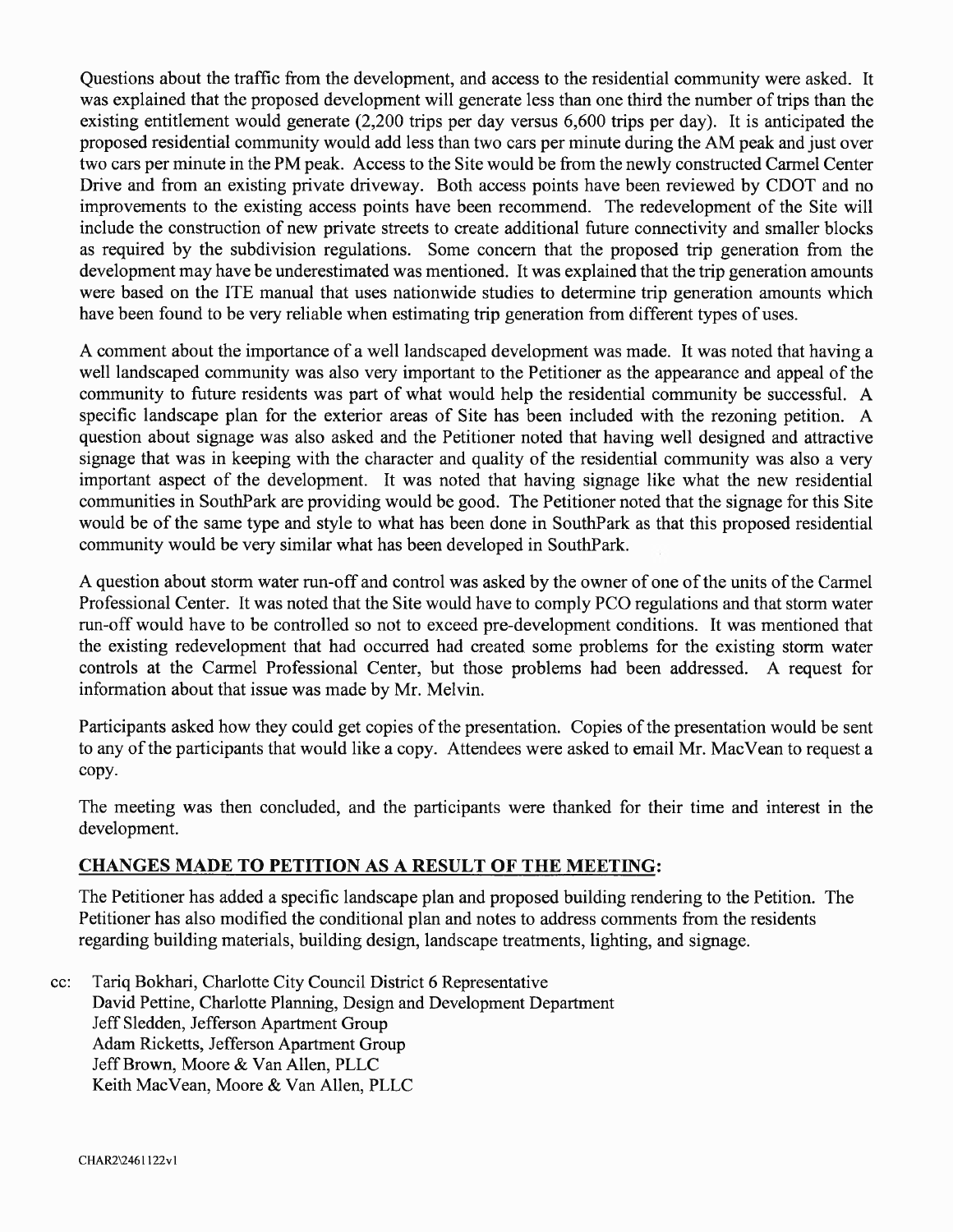Questions about the traffic from the development, and access to the residential community were asked. It was explained that the proposed development will generate less than one third the number of trips than the existing entitlement would generate (2,200 trips per day versus 6,600 trips per day). It is anticipated the proposed residential community would add less than two cars per minute during the AM peak and just over two cars per minute in the PM peak. Access to the Site would be from the newly constructed Carmel Center Drive and from an existing private driveway. Both access points have been reviewed by CDOT and no improvements to the existing access points have been recommend. The redevelopment of the Site will include the construction of new private streets to create additional future connectivity and smaller blocks as required by the subdivision regulations. Some concern that the proposed trip generation from the development may have be underestimated was mentioned. It was explained that the trip generation amounts were based on the ITE manual that uses nationwide studies to determine trip generation amounts which have been found to be very reliable when estimating trip generation from different types of uses.

A comment about the importance of a well landscaped development was made. It was noted that having a well landscaped community was also very important to the Petitioner as the appearance and appeal of the community to future residents was part of what would help the residential community be successful. A specific landscape plan for the exterior areas of Site has been included with the rezoning petition. A question about signage was also asked and the Petitioner noted that having well designed and attractive signage that was in keeping with the character and quality of the residential community was also a very important aspect of the development. It was noted that having signage like what the new residential communities in SouthPark are providing would be good. The Petitioner noted that the signage for this Site would be of the same type and style to what has been done in SouthPark as that this proposed residential community would be very similar what has been developed in SouthPark.

A question about storm water run-off and control was asked by the owner of one of the units of the Carmel Professional Center. It was noted that the Site would have to comply PCO regulations and that storm water run-off would have to be controlled so not to exceed pre-development conditions. It was mentioned that the existing redevelopment that had occurred had created some problems for the existing storm water controls at the Carmel Professional Center, but those problems had been addressed. A request for information about that issue was made by Mr. Melvin.

Participants asked how they could get copies of the presentation. Copies of the presentation would be sent to any of the participants that would like a copy. Attendees were asked to email Mr. MacVean to request a copy.

The meeting was then concluded, and the participants were thanked for their time and interest in the development.

## CHANGES MADE TO PETITION AS A RESULT OF THE MEETING:

The Petitioner has added a specific landscape plan and proposed building rendering to the Petition. The Petitioner has also modified the conditional plan and notes to address comments from the residents regarding building materials, building design, landscape treatments, lighting, and signage.

cc: Tariq Bokhari, Charlotte City Council District 6 Representative
David Pettine, Charlotte Planning, Design and Development Department
Jeff Sledden, Jefferson Apartment Group
Adam Ricketts, Jefferson Apartment Group
Jeff Brown, Moore & Van Allen, PLLC
Keith MacVean, Moore & Van Allen, PLLC

CHAR2\2461122v1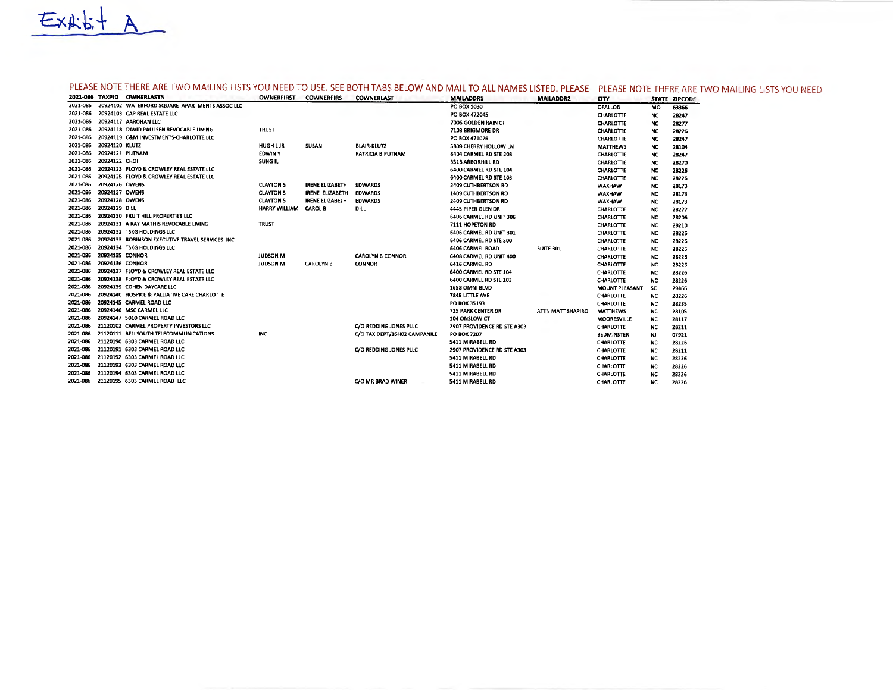Exhibit A

PLEASE NOTE THERE ARE TWO MAILING LISTS YOU NEED TO USE. SEE BOTH TABS BELOW AND MAIL TO ALL NAMES LISTED. PLEASE PLEASE NOTE THERE ARE TWO MAILING LISTS YOU NEED

| 2021-086 | TAXPID | OWNERLASTN | OWNERFIRST | COWNERFIRS | COWNERLAST | MAILADDR1 | MAILADDR2 | CITY | STATE | ZIPCODE |
|---|---|---|---|---|---|---|---|---|---|---|
| 2021-086 | 20924102 | WATERFORD SQUARE APARTMENTS ASSOC LLC | | | | PO BOX 1030 | | OFALLON | MO | 63366 |
| 2021-086 | 20924103 | CAP REAL ESTATE LLC | | | | PO BOX 472045 | | CHARLOTTE | NC | 28247 |
| 2021-086 | 20924117 | AAROHAN LLC | | | | 7006 GOLDEN RAIN CT | | CHARLOTTE | NC | 28277 |
| 2021-086 | 20924118 | DAVID PAULSEN REVOCABLE LIVING | TRUST | | | 7103 BRIGMORE DR | | CHARLOTTE | NC | 28226 |
| 2021-086 | 20924119 | C&M INVESTMENTS-CHARLOTTE LLC | | | | PO BOX 471026 | | CHARLOTTE | NC | 28247 |
| 2021-086 | 20924120 | KLUTZ | HUGH L JR | SUSAN | BLAIR-KLUTZ | 5809 CHERRY HOLLOW LN | | MATTHEWS | NC | 28104 |
| 2021-086 | 20924121 | PUTNAM | EDWIN Y | | PATRICIA B PUTNAM | 6404 CARMEL RD STE 203 | | CHARLOTTE | NC | 28247 |
| 2021-086 | 20924122 | CHOI | SUNG IL | | | 3518 ARBORHILL RD | | CHARLOTTE | NC | 28270 |
| 2021-086 | 20924123 | FLOYD & CROWLEY REAL ESTATE LLC | | | | 6400 CARMEL RD STE 104 | | CHARLOTTE | NC | 28226 |
| 2021-086 | 20924125 | FLOYD & CROWLEY REAL ESTATE LLC | | | | 6400 CARMEL RD STE 103 | | CHARLOTTE | NC | 28226 |
| 2021-086 | 20924126 | OWENS | CLAYTON S | IRENE ELIZABETH | EDWARDS | 2409 CUTHBERTSON RD | | WAXHAW | NC | 28173 |
| 2021-086 | 20924127 | OWENS | CLAYTON S | IRENE ELIZABETH | EDWARDS | 1409 CUTHBERTSON RD | | WAXHAW | NC | 28173 |
| 2021-086 | 20924128 | OWENS | CLAYTON S | IRENE ELIZABETH | EDWARDS | 2409 CUTHBERTSON RD | | WAXHAW | NC | 28173 |
| 2021-086 | 20924129 | DILL | HARRY WILLIAM | CAROL B | DILL | 4445 PIPER GLEN DR | | CHARLOTTE | NC | 28277 |
| 2021-086 | 20924130 | FRUIT HILL PROPERTIES LLC | | | | 6406 CARMEL RD UNIT 306 | | CHARLOTTE | NC | 28206 |
| 2021-086 | 20924131 | A RAY MATHIS REVOCABLE LIVING | TRUST | | | 7111 HOPETON RD | | CHARLOTTE | NC | 28210 |
| 2021-086 | 20924132 | TSKG HOLDINGS LLC | | | | 6406 CARMEL RD UNIT 301 | | CHARLOTTE | NC | 28226 |
| 2021-086 | 20924133 | ROBINSON EXECUTIVE TRAVEL SERVICES INC | | | | 6406 CARMEL RD STE 300 | | CHARLOTTE | NC | 28226 |
| 2021-086 | 20924134 | TSKG HOLDINGS LLC | | | | 6406 CARMEL ROAD | SUITE 301 | CHARLOTTE | NC | 28226 |
| 2021-086 | 20924135 | CONNOR | JUDSON M | | CAROLYN B CONNOR | 6408 CARMEL RD UNIT 400 | | CHARLOTTE | NC | 28226 |
| 2021-086 | 20924136 | CONNOR | JUDSON M | CAROLYN B | CONNOR | 6416 CARMEL RD | | CHARLOTTE | NC | 28226 |
| 2021-086 | 20924137 | FLOYD & CROWLEY REAL ESTATE LLC | | | | 6400 CARMEL RD STE 104 | | CHARLOTTE | NC | 28226 |
| 2021-086 | 20924138 | FLOYD & CROWLEY REAL ESTATE LLC | | | | 6400 CARMEL RD STE 103 | | CHARLOTTE | NC | 28226 |
| 2021-086 | 20924139 | COHEN DAYCARE LLC | | | | 1658 OMNI BLVD | | MOUNT PLEASANT | SC | 29466 |
| 2021-086 | 20924140 | HOSPICE & PALLIATIVE CARE CHARLOTTE | | | | 7845 LITTLE AVE | | CHARLOTTE | NC | 28226 |
| 2021-086 | 20924145 | CARMEL ROAD LLC | | | | PO BOX 35193 | | CHARLOTTE | NC | 28235 |
| 2021-086 | 20924146 | MSC CARMEL LLC | | | | 725 PARK CENTER DR | ATTN MATT SHAPIRO | MATTHEWS | NC | 28105 |
| 2021-086 | 20924147 | 5010 CARMEL ROAD LLC | | | | 104 ONSLOW CT | | MOORESVILLE | NC | 28117 |
| 2021-086 | 21120102 | CARMEL PROPERTY INVESTORS LLC | | | C/O REDDING JONES PLLC | 2907 PROVIDENCE RD STE A303 | | CHARLOTTE | NC | 28211 |
| 2021-086 | 21120111 | BELLSOUTH TELECOMMUNICATIONS | INC | | C/O TAX DEPT,16H02 CAMPANILE | PO BOX 7207 | | BEDMINSTER | NJ | 07921 |
| 2021-086 | 21120190 | 6303 CARMEL ROAD LLC | | | | 5411 MIRABELL RD | | CHARLOTTE | NC | 28226 |
| 2021-086 | 21120191 | 6303 CARMEL ROAD LLC | | | C/O REDDING JONES PLLC | 2907 PROVIDENCE RD STE A303 | | CHARLOTTE | NC | 28211 |
| 2021-086 | 21120192 | 6303 CARMEL ROAD LLC | | | | 5411 MIRABELL RD | | CHARLOTTE | NC | 28226 |
| 2021-086 | 21120193 | 6303 CARMEL ROAD LLC | | | | 5411 MIRABELL RD | | CHARLOTTE | NC | 28226 |
| 2021-086 | 21120194 | 6303 CARMEL ROAD LLC | | | | 5411 MIRABELL RD | | CHARLOTTE | NC | 28226 |
| 2021-086 | 21120195 | 6303 CARMEL ROAD LLC | | | C/O MR BRAD WINER | 5411 MIRABELL RD | | CHARLOTTE | NC | 28226 |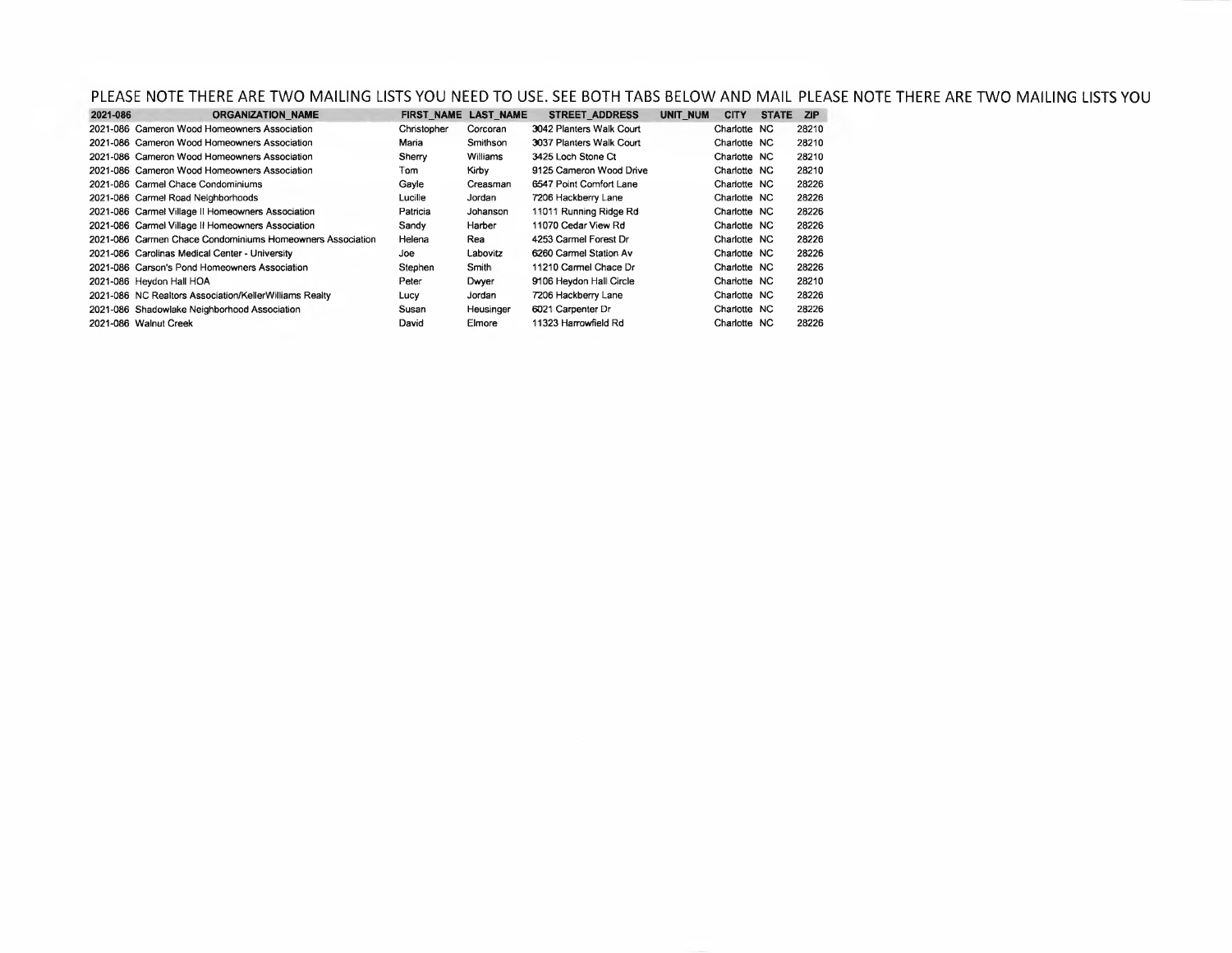PLEASE NOTE THERE ARE TWO MAILING LISTS YOU NEED TO USE. SEE BOTH TABS BELOW AND MAIL PLEASE NOTE THERE ARE TWO MAILING LISTS YOU

| 2021-086 | ORGANIZATION_NAME | FIRST_NAME | LAST_NAME | STREET_ADDRESS | UNIT_NUM | CITY | STATE | ZIP |
|---|---|---|---|---|---|---|---|---|
| 2021-086 | Cameron Wood Homeowners Association | Christopher | Corcoran | 3042 Planters Walk Court | | Charlotte | NC | 28210 |
| 2021-086 | Cameron Wood Homeowners Association | Maria | Smithson | 3037 Planters Walk Court | | Charlotte | NC | 28210 |
| 2021-086 | Cameron Wood Homeowners Association | Sherry | Williams | 3425 Loch Stone Ct | | Charlotte | NC | 28210 |
| 2021-086 | Cameron Wood Homeowners Association | Tom | Kirby | 9125 Cameron Wood Drive | | Charlotte | NC | 28210 |
| 2021-086 | Carmel Chace Condominiums | Gayle | Creasman | 6547 Point Comfort Lane | | Charlotte | NC | 28226 |
| 2021-086 | Carmel Road Neighborhoods | Lucille | Jordan | 7206 Hackberry Lane | | Charlotte | NC | 28226 |
| 2021-086 | Carmel Village II Homeowners Association | Patricia | Johanson | 11011 Running Ridge Rd | | Charlotte | NC | 28226 |
| 2021-086 | Carmel Village II Homeowners Association | Sandy | Harber | 11070 Cedar View Rd | | Charlotte | NC | 28226 |
| 2021-086 | Carmen Chace Condominiums Homeowners Association | Helena | Rea | 4253 Carmel Forest Dr | | Charlotte | NC | 28226 |
| 2021-086 | Carolinas Medical Center - University | Joe | Labovitz | 6260 Carmel Station Av | | Charlotte | NC | 28226 |
| 2021-086 | Carson's Pond Homeowners Association | Stephen | Smith | 11210 Carmel Chace Dr | | Charlotte | NC | 28226 |
| 2021-086 | Heydon Hall HOA | Peter | Dwyer | 9106 Heydon Hall Circle | | Charlotte | NC | 28210 |
| 2021-086 | NC Realtors Association/KellerWilliams Realty | Lucy | Jordan | 7206 Hackberry Lane | | Charlotte | NC | 28226 |
| 2021-086 | Shadowlake Neighborhood Association | Susan | Heusinger | 6021 Carpenter Dr | | Charlotte | NC | 28226 |
| 2021-086 | Walnut Creek | David | Elmore | 11323 Harrowfield Rd | | Charlotte | NC | 28226 |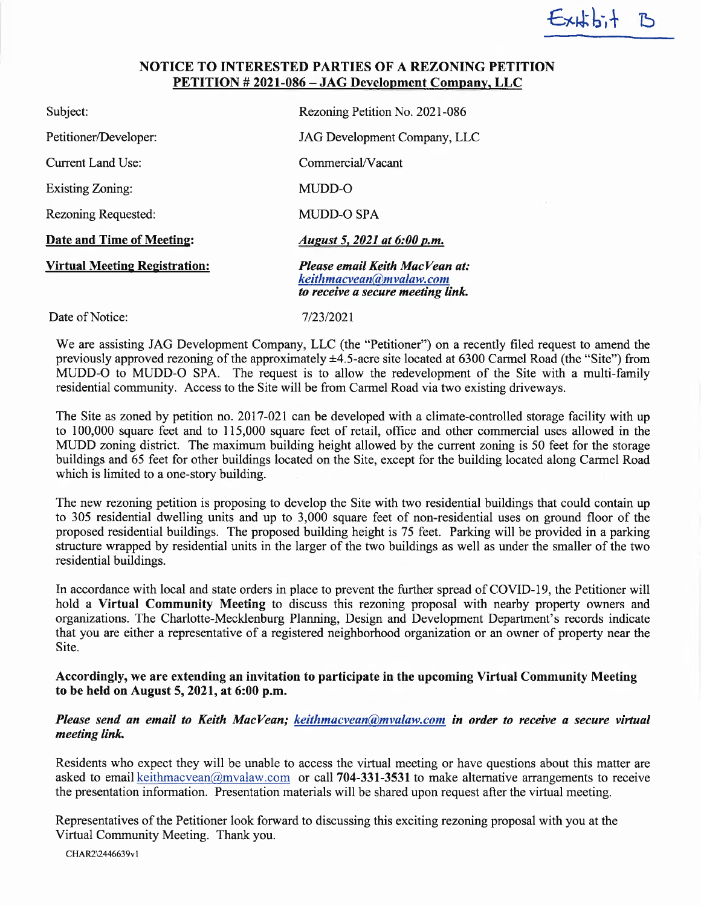Exhibit B

## NOTICE TO INTERESTED PARTIES OF A REZONING PETITION
## PETITION # 2021-086 – JAG Development Company, LLC

| | |
|---|---|
| Subject: | Rezoning Petition No. 2021-086 |
| Petitioner/Developer: | JAG Development Company, LLC |
| Current Land Use: | Commercial/Vacant |
| Existing Zoning: | MUDD-O |
| Rezoning Requested: | MUDD-O SPA |
| **Date and Time of Meeting:** | ***August 5, 2021 at 6:00 p.m.*** |
| **Virtual Meeting Registration:** | ***Please email Keith MacVean at: keithmacvean@mvalaw.com to receive a secure meeting link.*** |
| Date of Notice: | 7/23/2021 |

We are assisting JAG Development Company, LLC (the "Petitioner") on a recently filed request to amend the previously approved rezoning of the approximately ±4.5-acre site located at 6300 Carmel Road (the "Site") from MUDD-O to MUDD-O SPA. The request is to allow the redevelopment of the Site with a multi-family residential community. Access to the Site will be from Carmel Road via two existing driveways.

The Site as zoned by petition no. 2017-021 can be developed with a climate-controlled storage facility with up to 100,000 square feet and to 115,000 square feet of retail, office and other commercial uses allowed in the MUDD zoning district. The maximum building height allowed by the current zoning is 50 feet for the storage buildings and 65 feet for other buildings located on the Site, except for the building located along Carmel Road which is limited to a one-story building.

The new rezoning petition is proposing to develop the Site with two residential buildings that could contain up to 305 residential dwelling units and up to 3,000 square feet of non-residential uses on ground floor of the proposed residential buildings. The proposed building height is 75 feet. Parking will be provided in a parking structure wrapped by residential units in the larger of the two buildings as well as under the smaller of the two residential buildings.

In accordance with local and state orders in place to prevent the further spread of COVID-19, the Petitioner will hold a **Virtual Community Meeting** to discuss this rezoning proposal with nearby property owners and organizations. The Charlotte-Mecklenburg Planning, Design and Development Department's records indicate that you are either a representative of a registered neighborhood organization or an owner of property near the Site.

**Accordingly, we are extending an invitation to participate in the upcoming Virtual Community Meeting to be held on August 5, 2021, at 6:00 p.m.**

***Please send an email to Keith MacVean; keithmacvean@mvalaw.com in order to receive a secure virtual meeting link.***

Residents who expect they will be unable to access the virtual meeting or have questions about this matter are asked to email keithmacvean@mvalaw.com or call **704-331-3531** to make alternative arrangements to receive the presentation information. Presentation materials will be shared upon request after the virtual meeting.

Representatives of the Petitioner look forward to discussing this exciting rezoning proposal with you at the Virtual Community Meeting. Thank you.

CHAR2\2446639v1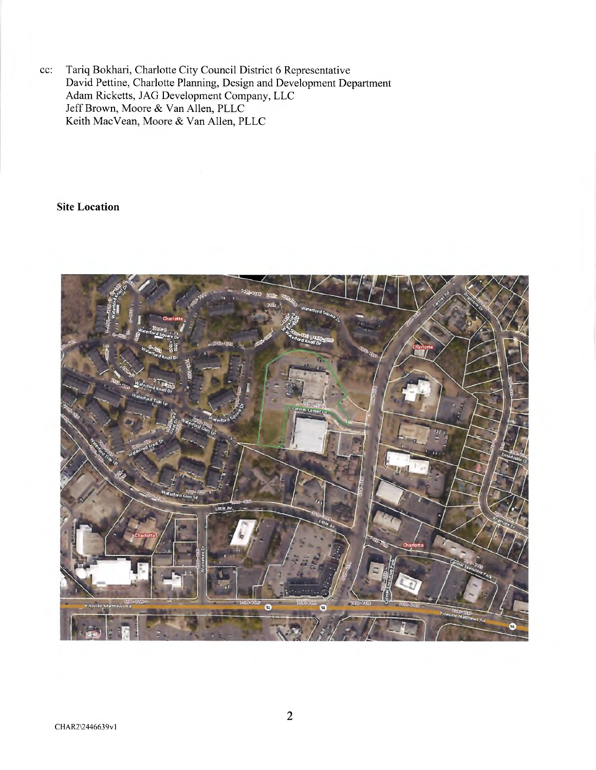cc: Tariq Bokhari, Charlotte City Council District 6 Representative
David Pettine, Charlotte Planning, Design and Development Department
Adam Ricketts, JAG Development Company, LLC
Jeff Brown, Moore & Van Allen, PLLC
Keith MacVean, Moore & Van Allen, PLLC

**Site Location**

CHAR2\2446639v1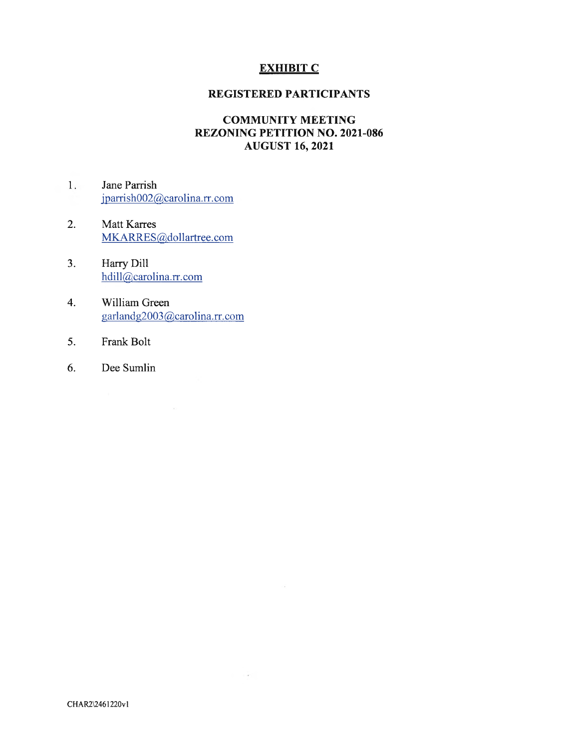# EXHIBIT C

## REGISTERED PARTICIPANTS

## COMMUNITY MEETING
## REZONING PETITION NO. 2021-086
## AUGUST 16, 2021

1. Jane Parrish
   jparrish002@carolina.rr.com

2. Matt Karres
   MKARRES@dollartree.com

3. Harry Dill
   hdill@carolina.rr.com

4. William Green
   garlandg2003@carolina.rr.com

5. Frank Bolt

6. Dee Sumlin

CHAR2\2461220v1